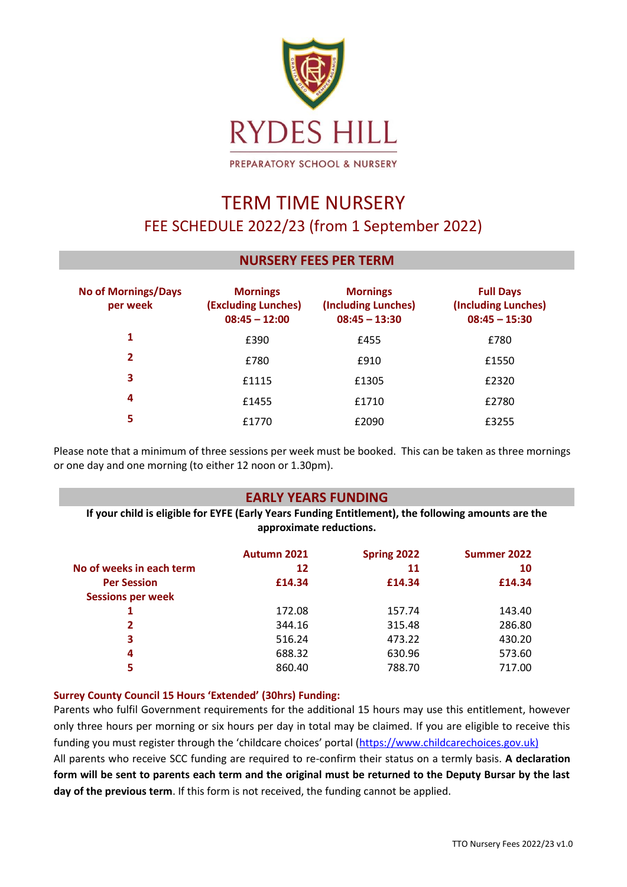RYDES HILL

PREPARATORY SCHOOL & NURSERY

# TERM TIME NURSERY

## FEE SCHEDULE 2022/23 (from 1 September 2022)

### NURSERY FEES PER TERM

| No of Mornings/Days per week | Mornings (Excluding Lunches) 08:45 – 12:00 | Mornings (Including Lunches) 08:45 – 13:30 | Full Days (Including Lunches) 08:45 – 15:30 |
|---|---|---|---|
| **1** | £390 | £455 | £780 |
| **2** | £780 | £910 | £1550 |
| **3** | £1115 | £1305 | £2320 |
| **4** | £1455 | £1710 | £2780 |
| **5** | £1770 | £2090 | £3255 |

Please note that a minimum of three sessions per week must be booked. This can be taken as three mornings or one day and one morning (to either 12 noon or 1.30pm).

### EARLY YEARS FUNDING

**If your child is eligible for EYFE (Early Years Funding Entitlement), the following amounts are the approximate reductions.**

| | Autumn 2021 | Spring 2022 | Summer 2022 |
|---|---|---|---|
| **No of weeks in each term** | **12** | **11** | **10** |
| **Per Session** | **£14.34** | **£14.34** | **£14.34** |
| **Sessions per week** | | | |
| **1** | 172.08 | 157.74 | 143.40 |
| **2** | 344.16 | 315.48 | 286.80 |
| **3** | 516.24 | 473.22 | 430.20 |
| **4** | 688.32 | 630.96 | 573.60 |
| **5** | 860.40 | 788.70 | 717.00 |

**Surrey County Council 15 Hours 'Extended' (30hrs) Funding:**

Parents who fulfil Government requirements for the additional 15 hours may use this entitlement, however only three hours per morning or six hours per day in total may be claimed. If you are eligible to receive this funding you must register through the 'childcare choices' portal (https://www.childcarechoices.gov.uk)

All parents who receive SCC funding are required to re-confirm their status on a termly basis. **A declaration form will be sent to parents each term and the original must be returned to the Deputy Bursar by the last day of the previous term**. If this form is not received, the funding cannot be applied.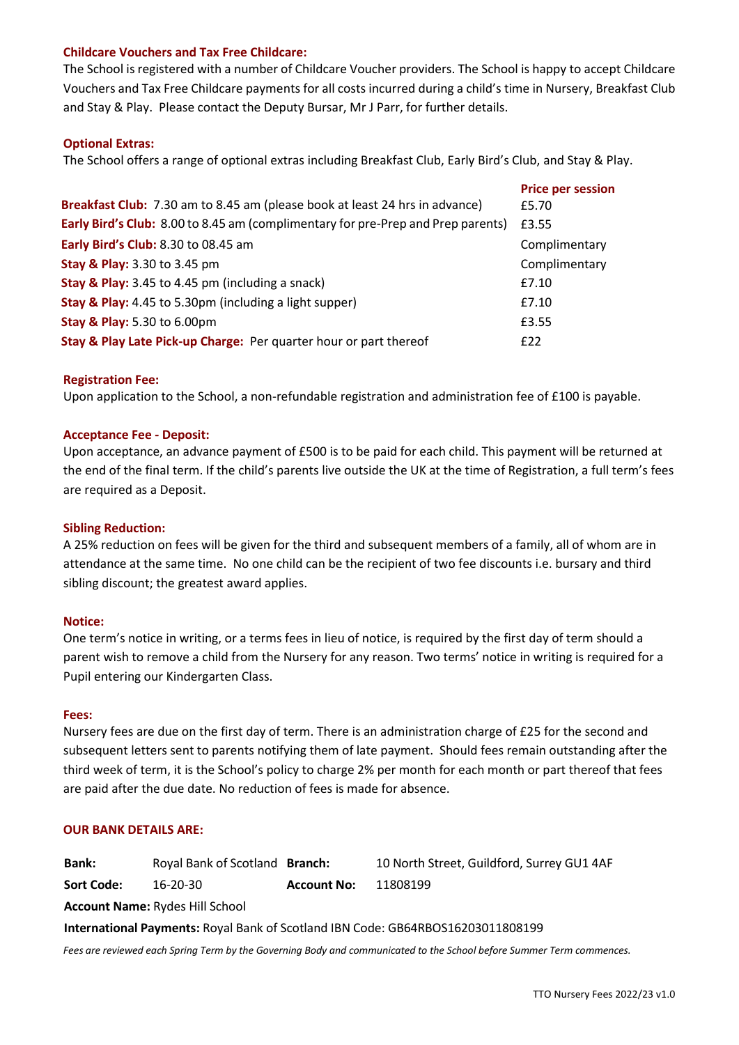**Childcare Vouchers and Tax Free Childcare:**

The School is registered with a number of Childcare Voucher providers. The School is happy to accept Childcare Vouchers and Tax Free Childcare payments for all costs incurred during a child's time in Nursery, Breakfast Club and Stay & Play. Please contact the Deputy Bursar, Mr J Parr, for further details.

**Optional Extras:**

The School offers a range of optional extras including Breakfast Club, Early Bird's Club, and Stay & Play.

| | Price per session |
|---|---|
| **Breakfast Club:** 7.30 am to 8.45 am (please book at least 24 hrs in advance) | £5.70 |
| **Early Bird's Club:** 8.00 to 8.45 am (complimentary for pre-Prep and Prep parents) | £3.55 |
| **Early Bird's Club:** 8.30 to 08.45 am | Complimentary |
| **Stay & Play:** 3.30 to 3.45 pm | Complimentary |
| **Stay & Play:** 3.45 to 4.45 pm (including a snack) | £7.10 |
| **Stay & Play:** 4.45 to 5.30pm (including a light supper) | £7.10 |
| **Stay & Play:** 5.30 to 6.00pm | £3.55 |
| **Stay & Play Late Pick-up Charge:** Per quarter hour or part thereof | £22 |

**Registration Fee:**

Upon application to the School, a non-refundable registration and administration fee of £100 is payable.

**Acceptance Fee - Deposit:**

Upon acceptance, an advance payment of £500 is to be paid for each child. This payment will be returned at the end of the final term. If the child's parents live outside the UK at the time of Registration, a full term's fees are required as a Deposit.

**Sibling Reduction:**

A 25% reduction on fees will be given for the third and subsequent members of a family, all of whom are in attendance at the same time. No one child can be the recipient of two fee discounts i.e. bursary and third sibling discount; the greatest award applies.

**Notice:**

One term's notice in writing, or a terms fees in lieu of notice, is required by the first day of term should a parent wish to remove a child from the Nursery for any reason. Two terms' notice in writing is required for a Pupil entering our Kindergarten Class.

**Fees:**

Nursery fees are due on the first day of term. There is an administration charge of £25 for the second and subsequent letters sent to parents notifying them of late payment. Should fees remain outstanding after the third week of term, it is the School's policy to charge 2% per month for each month or part thereof that fees are paid after the due date. No reduction of fees is made for absence.

**OUR BANK DETAILS ARE:**

| | | | |
|---|---|---|---|
| **Bank:** | Royal Bank of Scotland | **Branch:** | 10 North Street, Guildford, Surrey GU1 4AF |
| **Sort Code:** | 16-20-30 | **Account No:** | 11808199 |

**Account Name:** Rydes Hill School

**International Payments:** Royal Bank of Scotland IBN Code: GB64RBOS16203011808199

*Fees are reviewed each Spring Term by the Governing Body and communicated to the School before Summer Term commences.*

TTO Nursery Fees 2022/23 v1.0